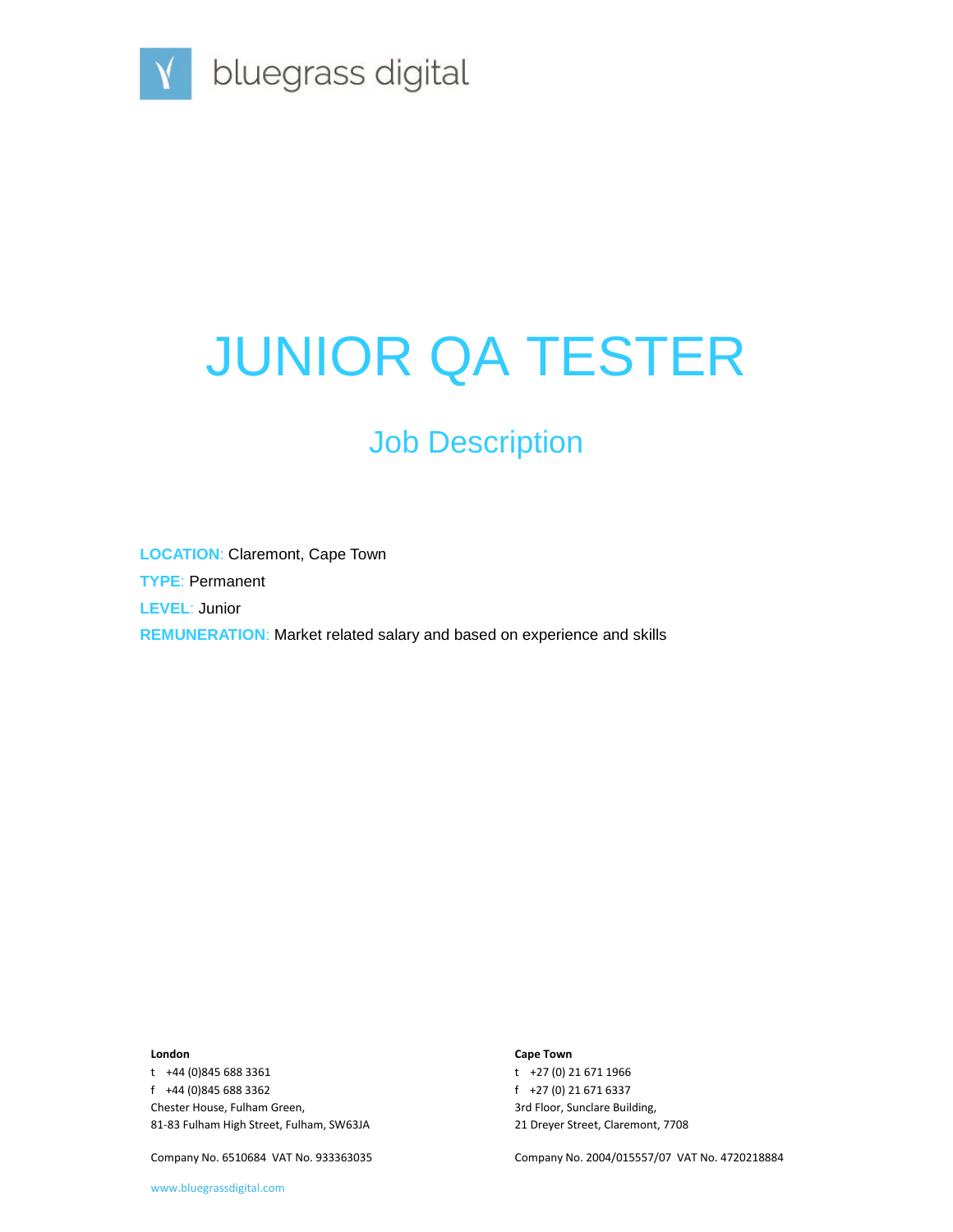bluegrass digital

# JUNIOR QA TESTER

## Job Description

**LOCATION**: Claremont, Cape Town

**TYPE**: Permanent

**LEVEL**: Junior

**REMUNERATION**: Market related salary and based on experience and skills

**London**
t +44 (0)845 688 3361
f +44 (0)845 688 3362
Chester House, Fulham Green,
81-83 Fulham High Street, Fulham, SW63JA

Company No. 6510684 VAT No. 933363035

**Cape Town**
t +27 (0) 21 671 1966
f +27 (0) 21 671 6337
3rd Floor, Sunclare Building,
21 Dreyer Street, Claremont, 7708

Company No. 2004/015557/07 VAT No. 4720218884

www.bluegrassdigital.com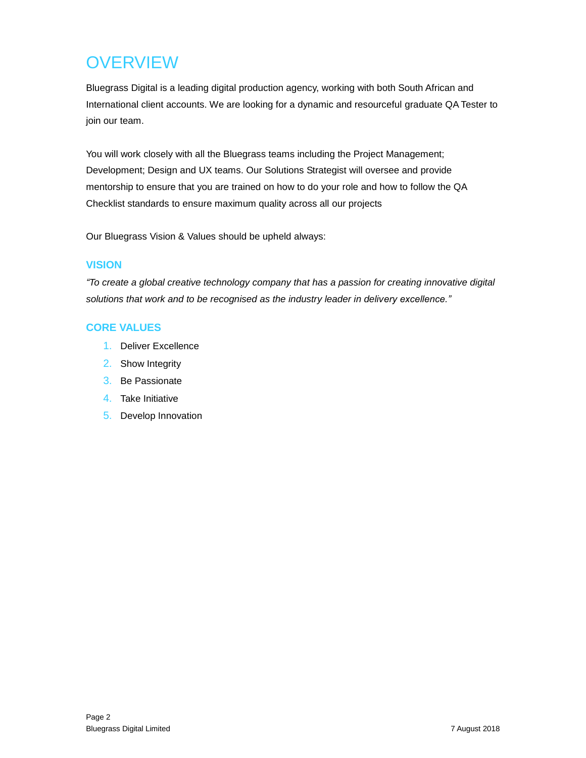# OVERVIEW

Bluegrass Digital is a leading digital production agency, working with both South African and International client accounts. We are looking for a dynamic and resourceful graduate QA Tester to join our team.

You will work closely with all the Bluegrass teams including the Project Management; Development; Design and UX teams. Our Solutions Strategist will oversee and provide mentorship to ensure that you are trained on how to do your role and how to follow the QA Checklist standards to ensure maximum quality across all our projects

Our Bluegrass Vision & Values should be upheld always:

## VISION

*"To create a global creative technology company that has a passion for creating innovative digital solutions that work and to be recognised as the industry leader in delivery excellence."*

## CORE VALUES

1. Deliver Excellence
2. Show Integrity
3. Be Passionate
4. Take Initiative
5. Develop Innovation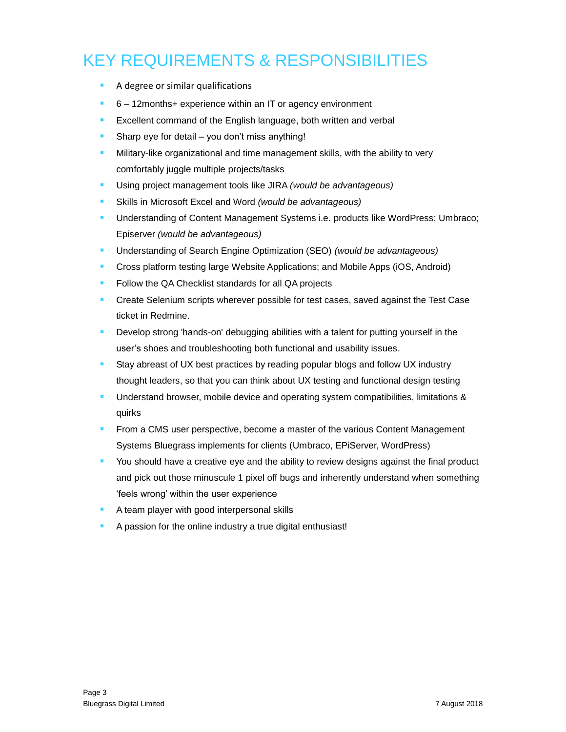# KEY REQUIREMENTS & RESPONSIBILITIES

- A degree or similar qualifications
- 6 – 12months+ experience within an IT or agency environment
- Excellent command of the English language, both written and verbal
- Sharp eye for detail – you don't miss anything!
- Military-like organizational and time management skills, with the ability to very comfortably juggle multiple projects/tasks
- Using project management tools like JIRA *(would be advantageous)*
- Skills in Microsoft Excel and Word *(would be advantageous)*
- Understanding of Content Management Systems i.e. products like WordPress; Umbraco; Episerver *(would be advantageous)*
- Understanding of Search Engine Optimization (SEO) *(would be advantageous)*
- Cross platform testing large Website Applications; and Mobile Apps (iOS, Android)
- Follow the QA Checklist standards for all QA projects
- Create Selenium scripts wherever possible for test cases, saved against the Test Case ticket in Redmine.
- Develop strong 'hands-on' debugging abilities with a talent for putting yourself in the user's shoes and troubleshooting both functional and usability issues.
- Stay abreast of UX best practices by reading popular blogs and follow UX industry thought leaders, so that you can think about UX testing and functional design testing
- Understand browser, mobile device and operating system compatibilities, limitations & quirks
- From a CMS user perspective, become a master of the various Content Management Systems Bluegrass implements for clients (Umbraco, EPiServer, WordPress)
- You should have a creative eye and the ability to review designs against the final product and pick out those minuscule 1 pixel off bugs and inherently understand when something 'feels wrong' within the user experience
- A team player with good interpersonal skills
- A passion for the online industry a true digital enthusiast!